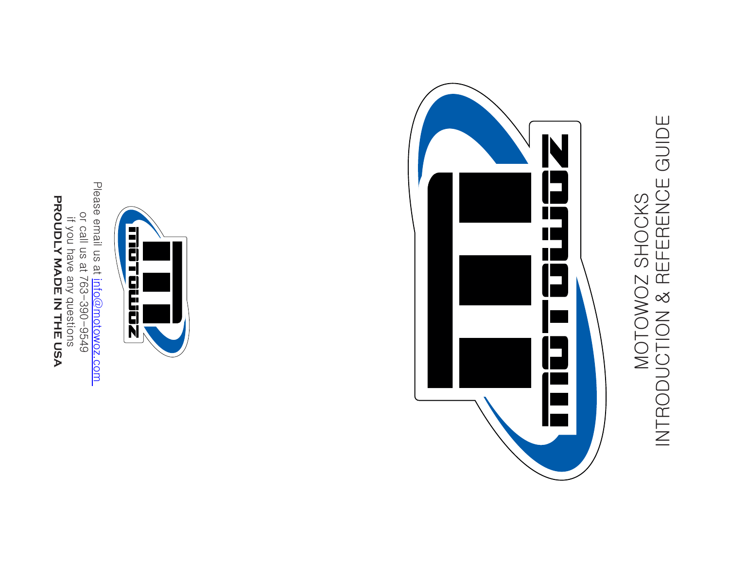# MOTOWOZ SHOCKS
# INTRODUCTION & REFERENCE GUIDE

Please email us at info@motowoz.com
or call us at 763-390-9549
if you have any questions

**PROUDLY MADE IN THE USA**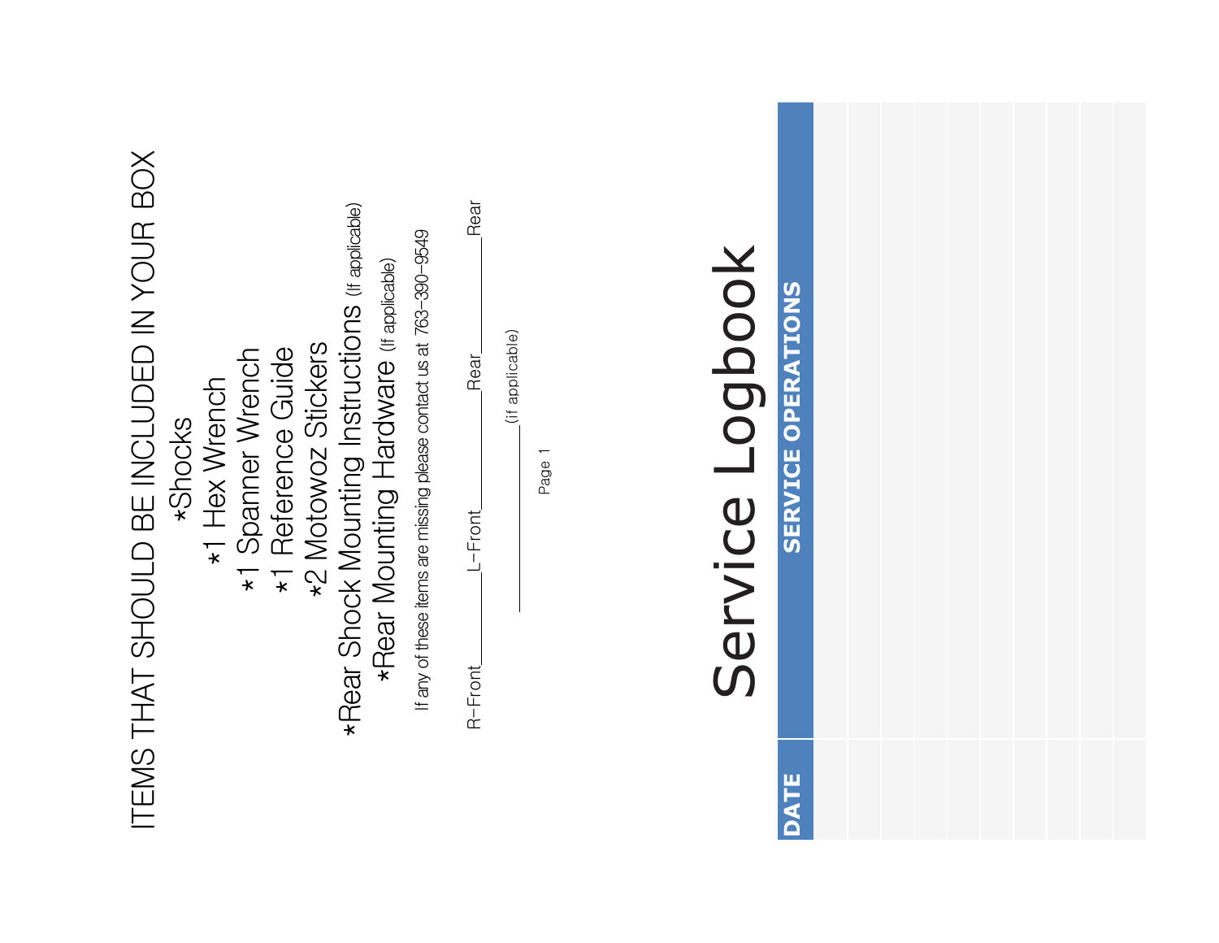# ITEMS THAT SHOULD BE INCLUDED IN YOUR BOX

*Shocks

*1 Hex Wrench

*1 Spanner Wrench

*1 Reference Guide

*2 Motowoz Stickers

*Rear Shock Mounting Instructions (If applicable)

*Rear Mounting Hardware (If applicable)

If any of these items are missing please contact us at 763-390-9549

R-Front________ L-Front________ Rear________ Rear________

________________ (if applicable)

# Service Logbook

| DATE | SERVICE OPERATIONS |
|---|---|
| | |
| | |
| | |
| | |
| | |
| | |
| | |
| | |
| | |
| | |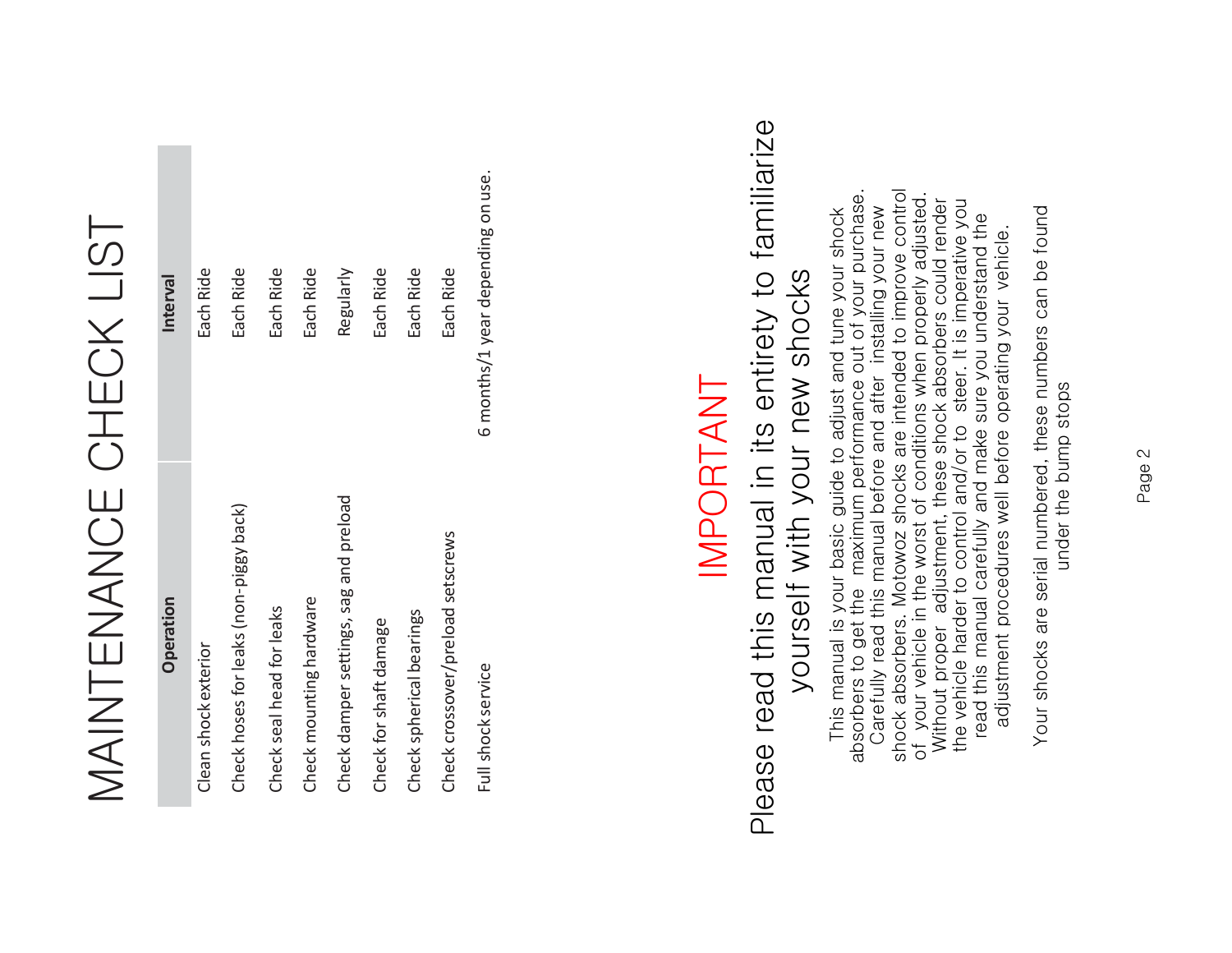# MAINTENANCE CHECK LIST

| Operation | Interval |
|---|---|
| Clean shock exterior | Each Ride |
| Check hoses for leaks (non-piggy back) | Each Ride |
| Check seal head for leaks | Each Ride |
| Check mounting hardware | Each Ride |
| Check damper settings, sag and preload | Regularly |
| Check for shaft damage | Each Ride |
| Check spherical bearings | Each Ride |
| Check crossover/preload setscrews | Each Ride |
| Full shock service | 6 months/1 year depending on use. |

# IMPORTANT

## Please read this manual in its entirety to familiarize yourself with your new shocks

This manual is your basic guide to adjust and tune your shock absorbers to get the maximum performance out of your purchase. Carefully read this manual before and after installing your new shock absorbers. Motowoz shocks are intended to improve control of your vehicle in the worst of conditions when properly adjusted. Without proper adjustment, these shock absorbers could render the vehicle harder to control and/or to steer. It is imperative you read this manual carefully and make sure you understand the adjustment procedures well before operating your vehicle.

Your shocks are serial numbered, these numbers can be found under the bump stops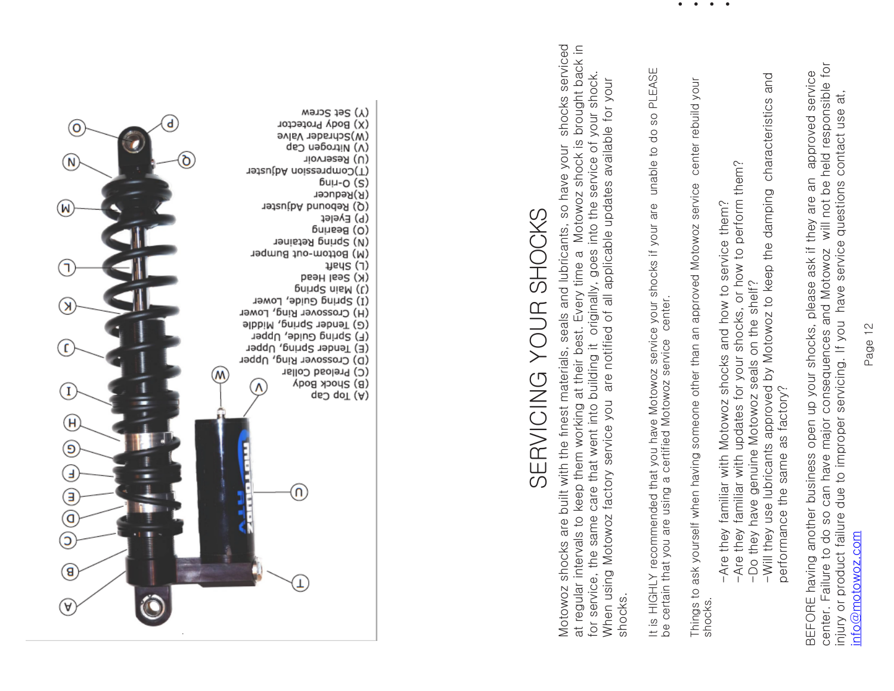# SERVICING YOUR SHOCKS

Motowoz shocks are built with the finest materials, seals and lubricants, so have your shocks serviced at regular intervals to keep them working at their best. Every time a Motowoz shock is brought back in for service, the same care that went into building it originally, goes into the service of your shock. When using Motowoz factory service you are notified of all applicable updates available for your shocks.

It is HIGHLY recommended that you have Motowoz service your shocks if your are unable to do so PLEASE be certain that you are using a certified Motowoz service center.

Things to ask yourself when having someone other than an approved Motowoz service center rebuild your shocks.

- Are they familiar with Motowoz shocks and how to service them?
- Are they familiar with updates for your shocks, or how to perform them?
- Do they have genuine Motowoz seals on the shelf?
- Will they use lubricants approved by Motowoz to keep the damping characteristics and performance the same as factory?

BEFORE having another business open up your shocks, please ask if they are an approved service center. Failure to do so can have major consequences and Motowoz will not be held responsible for injury or product failure due to improper servicing. If you have service questions contact use at, info@motowoz.com

(A) Top Cap
(B) Shock Body
(C) Preload Collar
(D) Crossover Ring, Upper
(E) Tender Spring, Upper
(F) Spring Guide, Upper
(G) Tender Spring, Middle
(H) Crossover Ring, Lower
(I) Spring Guide, Lower
(J) Main Spring
(K) Seal Head
(L) Shaft
(M) Bottom-out Bumper
(N) Spring Retainer
(O) Bearing
(P) Eyelet
(Q) Rebound Adjuster
(R) Reducer
(S) O-ring
(T) Compression Adjuster
(U) Reservoir
(V) Nitrogen Cap
(W) Schrader Valve
(X) Body Protector
(Y) Set Screw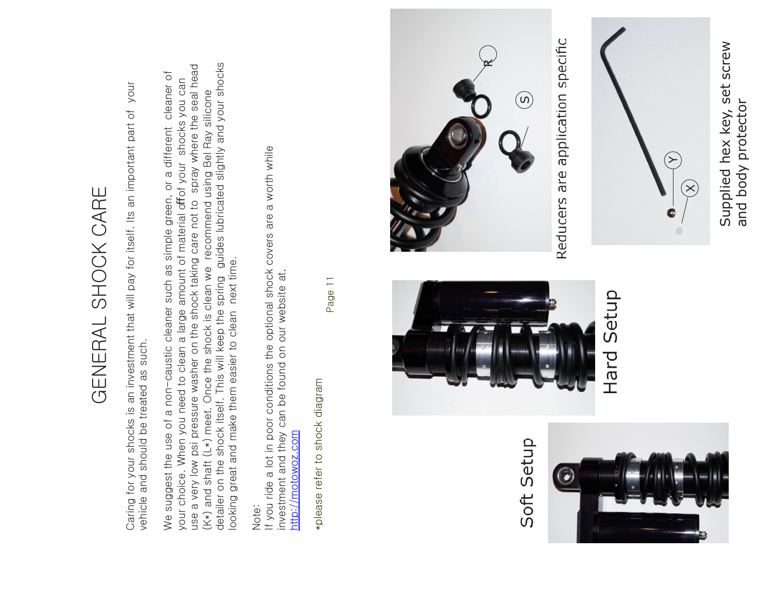# GENERAL SHOCK CARE

Caring for your shocks is an investment that will pay for itself. Its an important part of your vehicle and should be treated as such.

We suggest the use of a non–caustic cleaner such as simple green, or a different cleaner of your choice. When you need to clean a large amount of material offof your shocks you can use a very low psi pressure washer on the shock taking care not to spray where the seal head (K*) and shaft (L*) meet. Once the shock is clean we recommend using Bel Ray silicone detailer on the shock itself. This will keep the spring guides lubricated slightly and your shocks looking great and make them easier to clean next time.

Note:
If you ride a lot in poor conditions the optional shock covers are a worth while investment and they can be found on our website at,
http://motowoz.com

*please refer to shock diagram

Reducers are application specific

Supplied hex key, set screw and body protector

Hard Setup

Soft Setup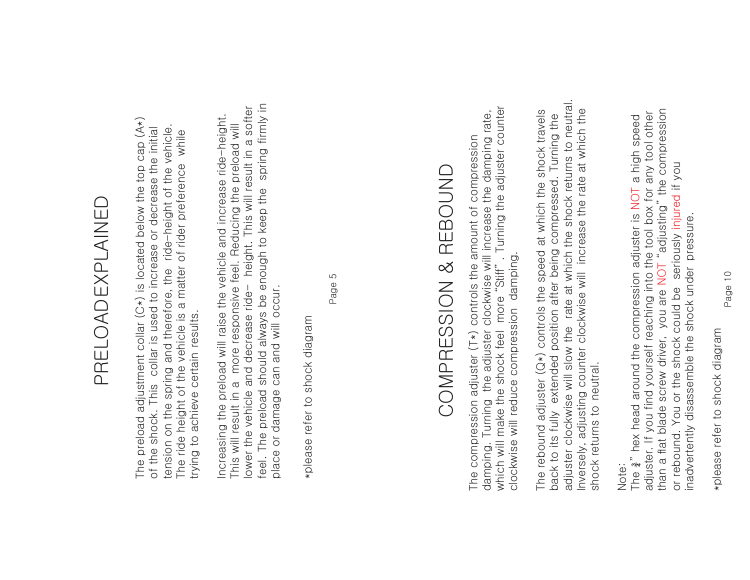# PRELOAD EXPLAINED

The preload adjustment collar (C*) is located below the top cap (A*) of the shock. This collar is used to increase or decrease the initial tension on the spring and therefore, the ride–height of the vehicle. The ride height of the vehicle is a matter of rider preference while trying to achieve certain results.

Increasing the preload will raise the vehicle and increase ride–height. This will result in a more responsive feel. Reducing the preload will lower the vehicle and decrease ride– height. This will result in a softer feel. The preload should always be enough to keep the spring firmly in place or damage can and will occur.

*please refer to shock diagram

# COMPRESSION & REBOUND

The compression adjuster (T*) controls the amount of compression damping. Turning the adjuster clockwise will increase the damping rate, which will make the shock feel more "Stiff". Turning the adjuster counter clockwise will reduce compression damping.

The rebound adjuster (Q*) controls the speed at which the shock travels back to its fully extended position after being compressed. Turning the adjuster clockwise will slow the rate at which the shock returns to neutral. Inversely, adjusting counter clockwise will increase the rate at which the shock returns to neutral.

Note:
The ¾" hex head around the compression adjuster is NOT a high speed adjuster. If you find yourself reaching into the tool box for any tool other than a flat blade screw driver, you are NOT "adjusting" the compression or rebound. You or the shock could be seriously injured if you inadvertently disassemble the shock under pressure.

*please refer to shock diagram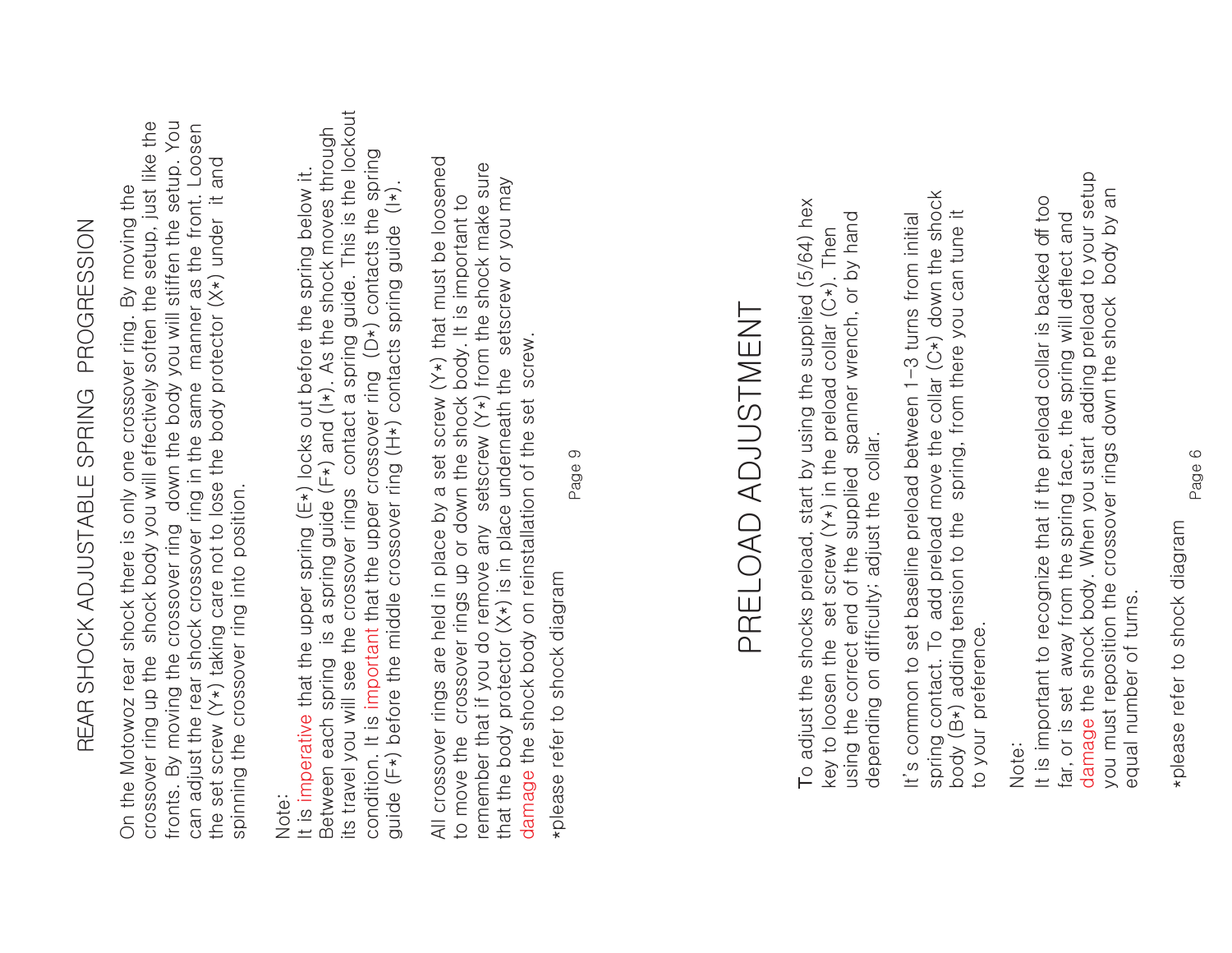# REAR SHOCK ADJUSTABLE SPRING PROGRESSION

On the Motowoz rear shock there is only one crossover ring. By moving the crossover ring up the shock body you will effectively soften the setup, just like the fronts. By moving the crossover ring down the body you will stiffen the setup. You can adjust the rear shock crossover ring in the same manner as the front. Loosen the set screw (Y*) taking care not to lose the body protector (X*) under it and spinning the crossover ring into position.

Note:
It is imperative that the upper spring (E*) locks out before the spring below it. Between each spring is a spring guide (F*) and (I*). As the shock moves through its travel you will see the crossover rings contact a spring guide. This is the lockout condition. It is important that the upper crossover ring (D*) contacts the spring guide (F*) before the middle crossover ring (H*) contacts spring guide (I*).

All crossover rings are held in place by a set screw (Y*) that must be loosened to move the crossover rings up or down the shock body. It is important to remember that if you do remove any setscrew (Y*) from the shock make sure that the body protector (X*) is in place underneath the setscrew or you may damage the shock body on reinstallation of the set screw.

*please refer to shock diagram

# PRELOAD ADJUSTMENT

To adjust the shocks preload, start by using the supplied (5/64) hex key to loosen the set screw (Y*) in the preload collar (C*). Then using the correct end of the supplied spanner wrench, or by hand depending on difficulty; adjust the collar.

It's common to set baseline preload between 1–3 turns from initial spring contact. To add preload move the collar (C*) down the shock body (B*) adding tension to the spring, from there you can tune it to your preference.

Note:
It is important to recognize that if the preload collar is backed off too far, or is set away from the spring face, the spring will deflect and damage the shock body. When you start adding preload to your setup you must reposition the crossover rings down the shock body by an equal number of turns.

*please refer to shock diagram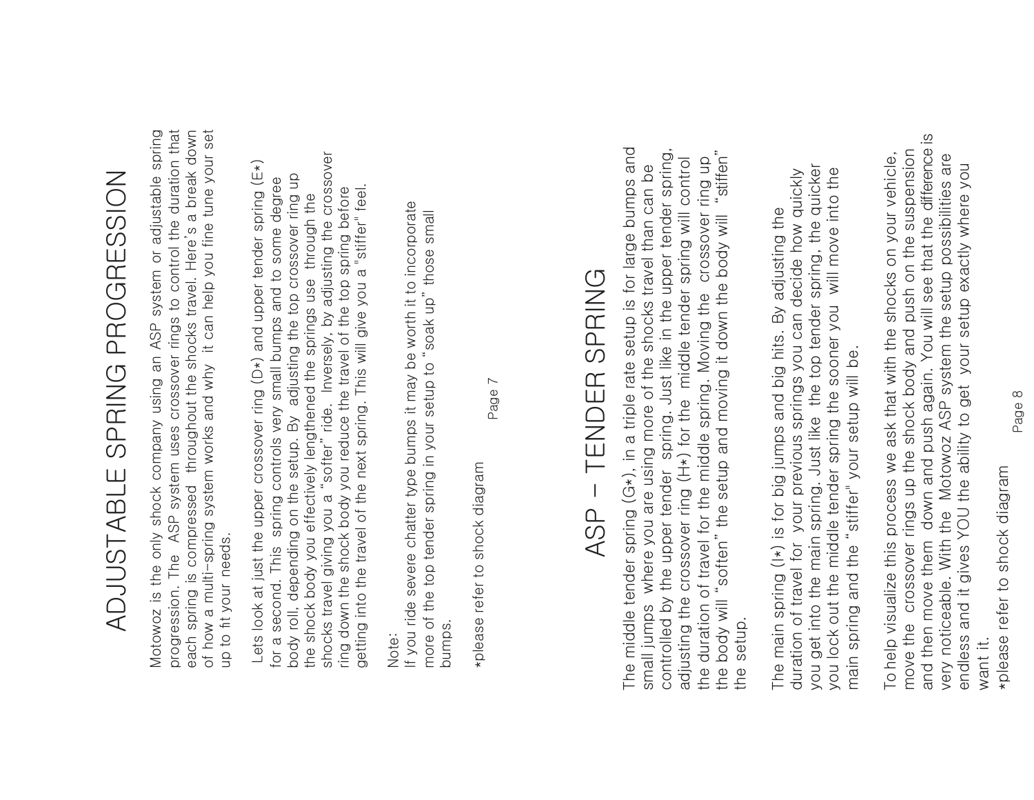# ADJUSTABLE SPRING PROGRESSION

Motowoz is the only shock company using an ASP system or adjustable spring progression. The ASP system uses crossover rings to control the duration that each spring is compressed throughout the shocks travel. Here's a break down of how a multi-spring system works and why it can help you fine tune your set up to fit your needs.

Lets look at just the upper crossover ring (D*) and upper tender spring (E*) for a second. This spring controls very small bumps and to some degree body roll, depending on the setup. By adjusting the top crossover ring up the shock body you effectively lengthened the springs use through the shocks travel giving you a "softer" ride. Inversely, by adjusting the crossover ring down the shock body you reduce the travel of the top spring before getting into the travel of the next spring. This will give you a "stiffer" feel.

Note:
If you ride severe chatter type bumps it may be worth it to incorporate more of the top tender spring in your setup to "soak up" those small bumps.

*please refer to shock diagram

# ASP – TENDER SPRING

The middle tender spring (G*), in a triple rate setup is for large bumps and small jumps where you are using more of the shocks travel than can be controlled by the upper tender spring. Just like in the upper tender spring, adjusting the crossover ring (H*) for the middle tender spring will control the duration of travel for the middle spring. Moving the crossover ring up the body will "soften" the setup and moving it down the body will "stiffen" the setup.

The main spring (I*) is for big jumps and big hits. By adjusting the duration of travel for your previous springs you can decide how quickly you get into the main spring. Just like the top tender spring, the quicker you lock out the middle tender spring the sooner you will move into the main spring and the "stiffer" your setup will be.

To help visualize this process we ask that with the shocks on your vehicle, move the crossover rings up the shock body and push on the suspension and then move them down and push again. You will see that the difference is very noticeable. With the Motowoz ASP system the setup possibilities are endless and it gives YOU the ability to get your setup exactly where you want it.

*please refer to shock diagram